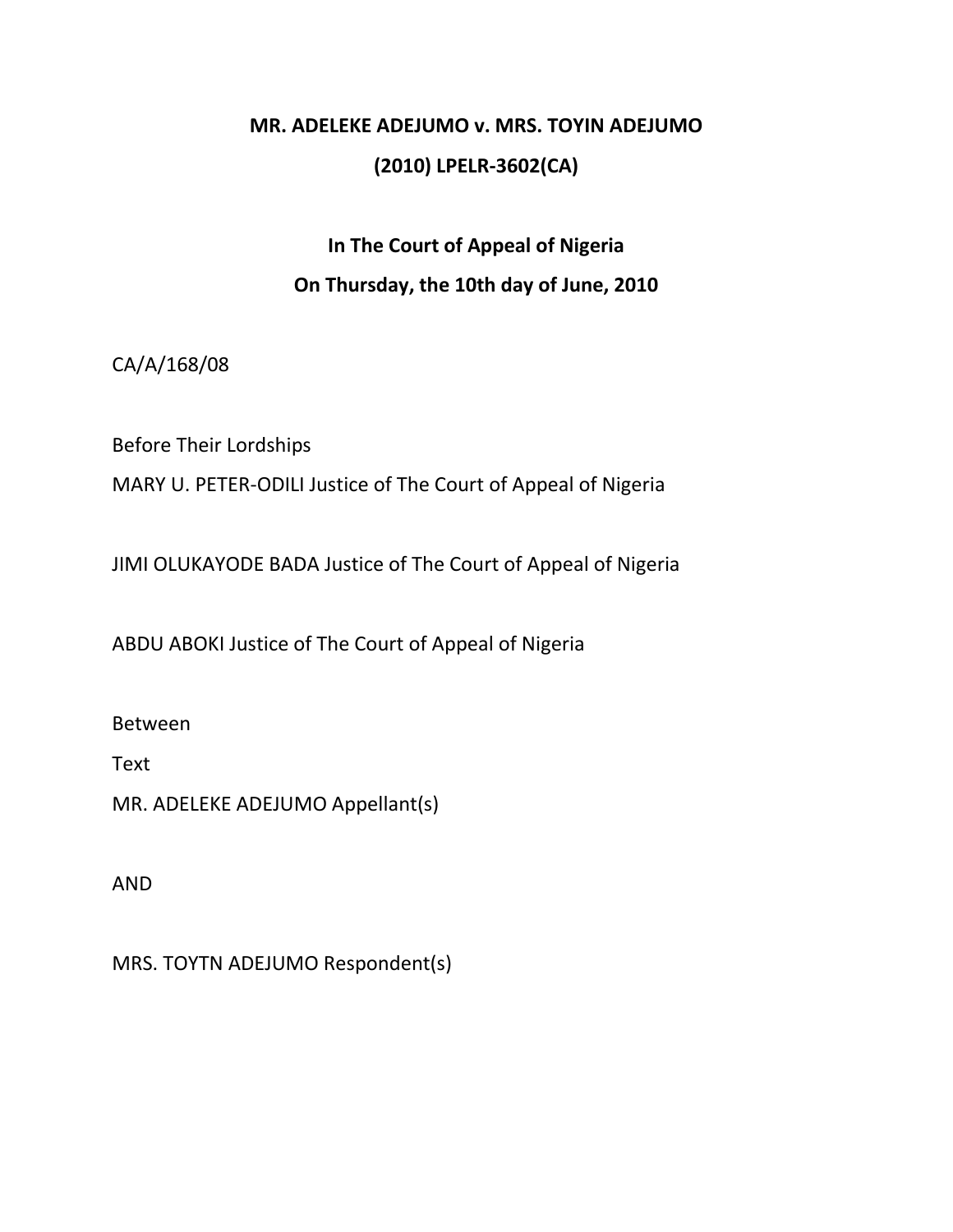**MR. ADELEKE ADEJUMO v. MRS. TOYIN ADEJUMO**

**(2010) LPELR-3602(CA)**

**In The Court of Appeal of Nigeria**

**On Thursday, the 10th day of June, 2010**

CA/A/168/08

Before Their Lordships

MARY U. PETER-ODILI Justice of The Court of Appeal of Nigeria

JIMI OLUKAYODE BADA Justice of The Court of Appeal of Nigeria

ABDU ABOKI Justice of The Court of Appeal of Nigeria

Between

Text

MR. ADELEKE ADEJUMO Appellant(s)

AND

MRS. TOYTN ADEJUMO Respondent(s)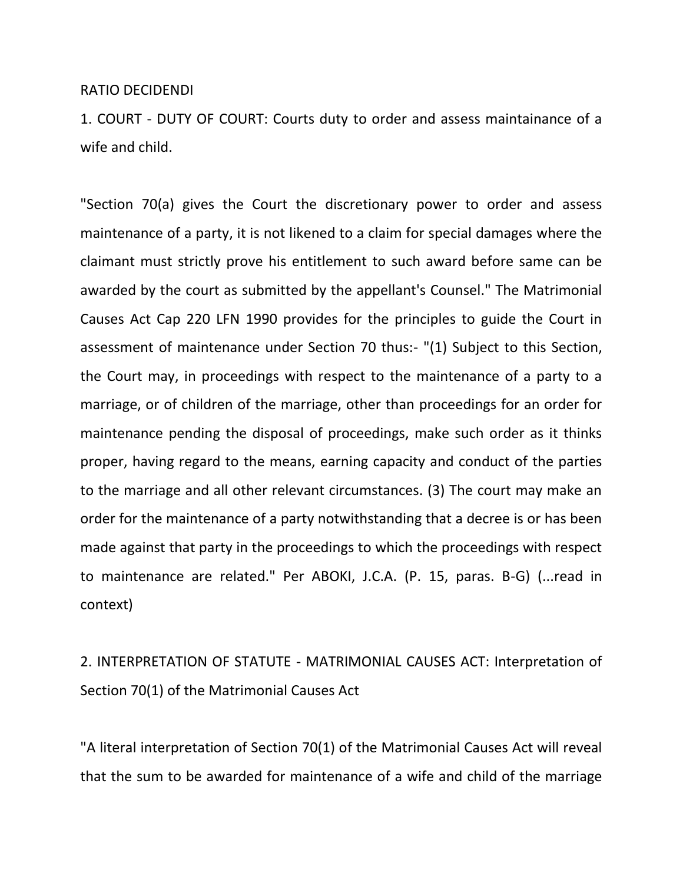RATIO DECIDENDI

1. COURT - DUTY OF COURT: Courts duty to order and assess maintainance of a wife and child.

"Section 70(a) gives the Court the discretionary power to order and assess maintenance of a party, it is not likened to a claim for special damages where the claimant must strictly prove his entitlement to such award before same can be awarded by the court as submitted by the appellant's Counsel." The Matrimonial Causes Act Cap 220 LFN 1990 provides for the principles to guide the Court in assessment of maintenance under Section 70 thus:- "(1) Subject to this Section, the Court may, in proceedings with respect to the maintenance of a party to a marriage, or of children of the marriage, other than proceedings for an order for maintenance pending the disposal of proceedings, make such order as it thinks proper, having regard to the means, earning capacity and conduct of the parties to the marriage and all other relevant circumstances. (3) The court may make an order for the maintenance of a party notwithstanding that a decree is or has been made against that party in the proceedings to which the proceedings with respect to maintenance are related." Per ABOKI, J.C.A. (P. 15, paras. B-G) (...read in context)

2. INTERPRETATION OF STATUTE - MATRIMONIAL CAUSES ACT: Interpretation of Section 70(1) of the Matrimonial Causes Act

"A literal interpretation of Section 70(1) of the Matrimonial Causes Act will reveal that the sum to be awarded for maintenance of a wife and child of the marriage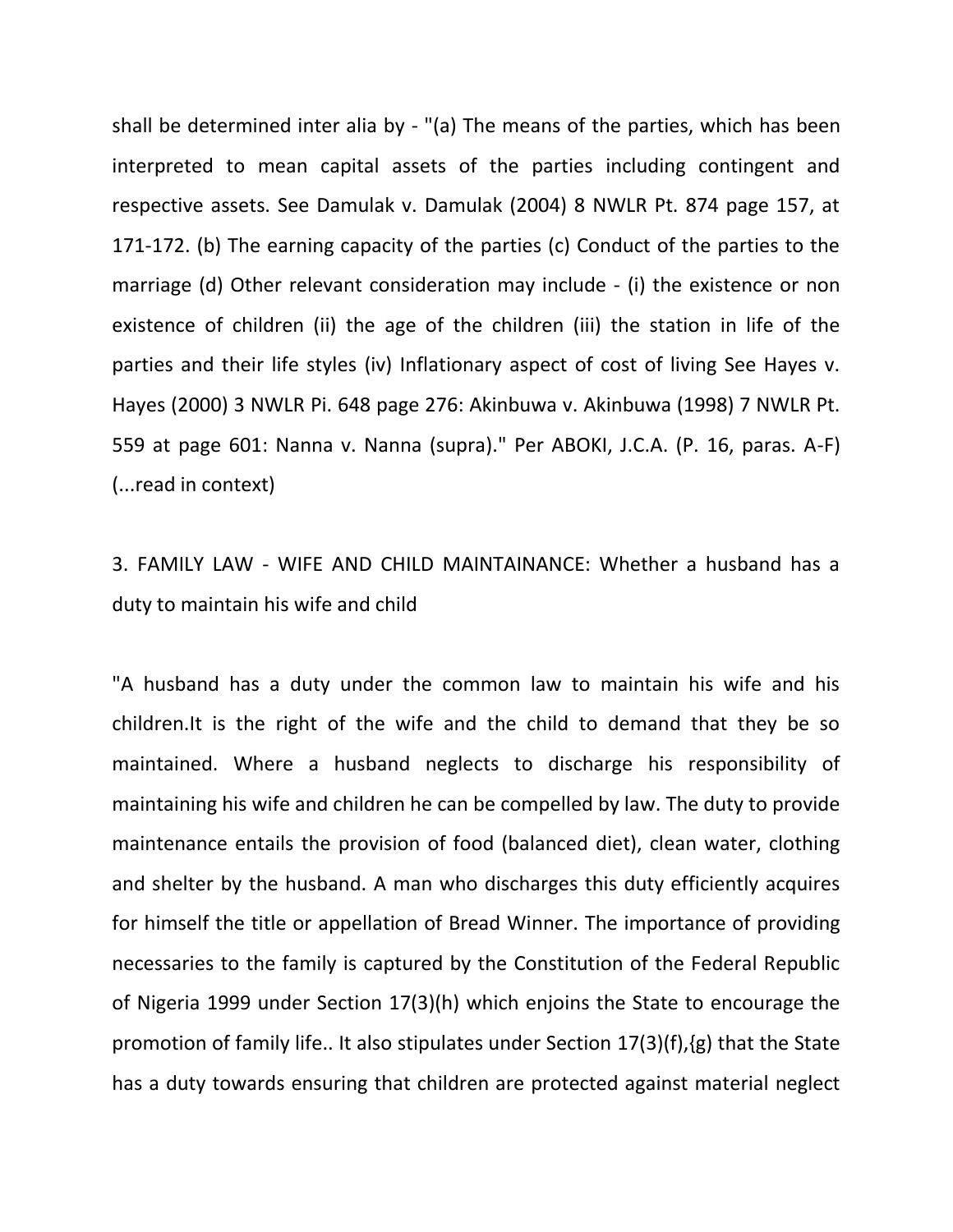shall be determined inter alia by - "(a) The means of the parties, which has been interpreted to mean capital assets of the parties including contingent and respective assets. See Damulak v. Damulak (2004) 8 NWLR Pt. 874 page 157, at 171-172. (b) The earning capacity of the parties (c) Conduct of the parties to the marriage (d) Other relevant consideration may include - (i) the existence or non existence of children (ii) the age of the children (iii) the station in life of the parties and their life styles (iv) Inflationary aspect of cost of living See Hayes v. Hayes (2000) 3 NWLR Pi. 648 page 276: Akinbuwa v. Akinbuwa (1998) 7 NWLR Pt. 559 at page 601: Nanna v. Nanna (supra)." Per ABOKI, J.C.A. (P. 16, paras. A-F) (...read in context)

3. FAMILY LAW - WIFE AND CHILD MAINTAINANCE: Whether a husband has a duty to maintain his wife and child

"A husband has a duty under the common law to maintain his wife and his children.It is the right of the wife and the child to demand that they be so maintained. Where a husband neglects to discharge his responsibility of maintaining his wife and children he can be compelled by law. The duty to provide maintenance entails the provision of food (balanced diet), clean water, clothing and shelter by the husband. A man who discharges this duty efficiently acquires for himself the title or appellation of Bread Winner. The importance of providing necessaries to the family is captured by the Constitution of the Federal Republic of Nigeria 1999 under Section 17(3)(h) which enjoins the State to encourage the promotion of family life.. It also stipulates under Section 17(3)(f),{g) that the State has a duty towards ensuring that children are protected against material neglect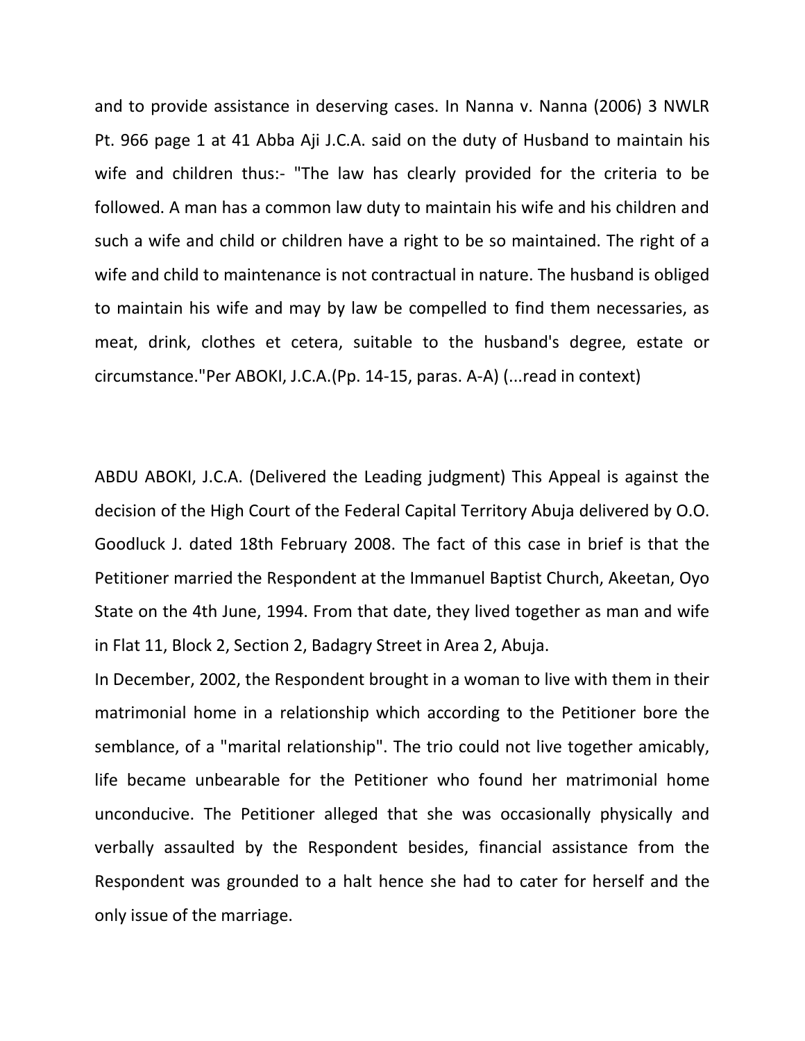and to provide assistance in deserving cases. In Nanna v. Nanna (2006) 3 NWLR Pt. 966 page 1 at 41 Abba Aji J.C.A. said on the duty of Husband to maintain his wife and children thus:- "The law has clearly provided for the criteria to be followed. A man has a common law duty to maintain his wife and his children and such a wife and child or children have a right to be so maintained. The right of a wife and child to maintenance is not contractual in nature. The husband is obliged to maintain his wife and may by law be compelled to find them necessaries, as meat, drink, clothes et cetera, suitable to the husband's degree, estate or circumstance."Per ABOKI, J.C.A.(Pp. 14-15, paras. A-A) (...read in context)

ABDU ABOKI, J.C.A. (Delivered the Leading judgment) This Appeal is against the decision of the High Court of the Federal Capital Territory Abuja delivered by O.O. Goodluck J. dated 18th February 2008. The fact of this case in brief is that the Petitioner married the Respondent at the Immanuel Baptist Church, Akeetan, Oyo State on the 4th June, 1994. From that date, they lived together as man and wife in Flat 11, Block 2, Section 2, Badagry Street in Area 2, Abuja.

In December, 2002, the Respondent brought in a woman to live with them in their matrimonial home in a relationship which according to the Petitioner bore the semblance, of a "marital relationship". The trio could not live together amicably, life became unbearable for the Petitioner who found her matrimonial home unconducive. The Petitioner alleged that she was occasionally physically and verbally assaulted by the Respondent besides, financial assistance from the Respondent was grounded to a halt hence she had to cater for herself and the only issue of the marriage.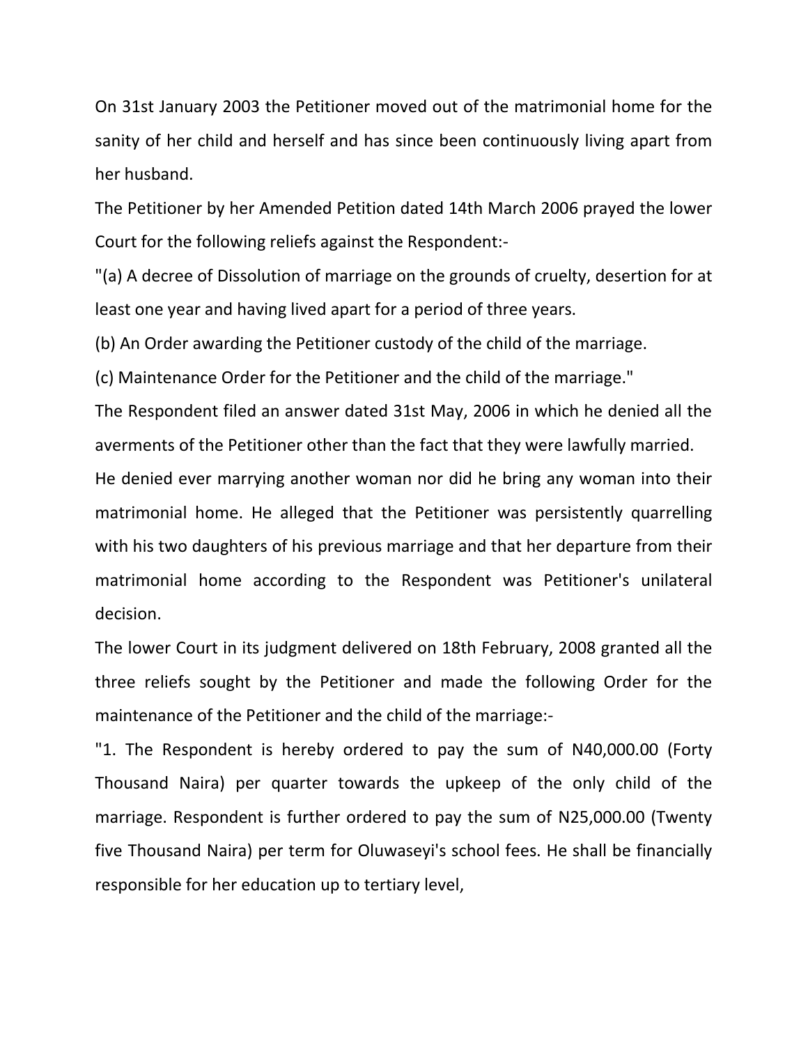On 31st January 2003 the Petitioner moved out of the matrimonial home for the sanity of her child and herself and has since been continuously living apart from her husband.

The Petitioner by her Amended Petition dated 14th March 2006 prayed the lower Court for the following reliefs against the Respondent:-

"(a) A decree of Dissolution of marriage on the grounds of cruelty, desertion for at least one year and having lived apart for a period of three years.

(b) An Order awarding the Petitioner custody of the child of the marriage.

(c) Maintenance Order for the Petitioner and the child of the marriage."

The Respondent filed an answer dated 31st May, 2006 in which he denied all the averments of the Petitioner other than the fact that they were lawfully married.

He denied ever marrying another woman nor did he bring any woman into their matrimonial home. He alleged that the Petitioner was persistently quarrelling with his two daughters of his previous marriage and that her departure from their matrimonial home according to the Respondent was Petitioner's unilateral decision.

The lower Court in its judgment delivered on 18th February, 2008 granted all the three reliefs sought by the Petitioner and made the following Order for the maintenance of the Petitioner and the child of the marriage:-

"1. The Respondent is hereby ordered to pay the sum of N40,000.00 (Forty Thousand Naira) per quarter towards the upkeep of the only child of the marriage. Respondent is further ordered to pay the sum of N25,000.00 (Twenty five Thousand Naira) per term for Oluwaseyi's school fees. He shall be financially responsible for her education up to tertiary level,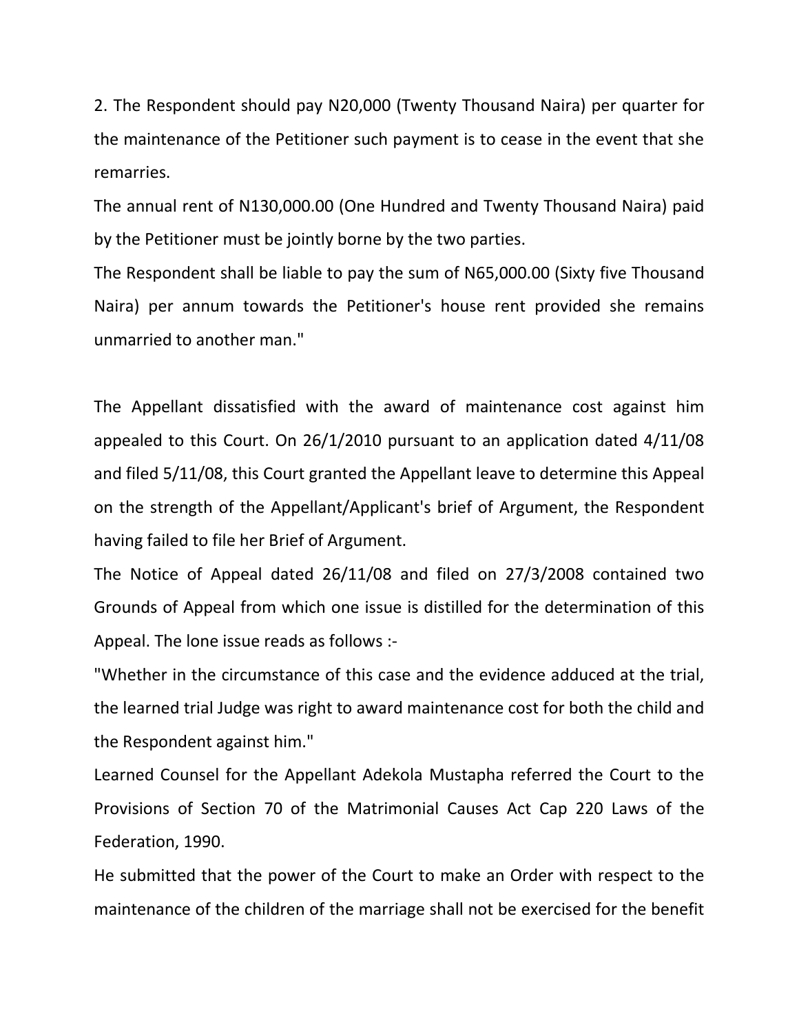2. The Respondent should pay N20,000 (Twenty Thousand Naira) per quarter for the maintenance of the Petitioner such payment is to cease in the event that she remarries.

The annual rent of N130,000.00 (One Hundred and Twenty Thousand Naira) paid by the Petitioner must be jointly borne by the two parties.

The Respondent shall be liable to pay the sum of N65,000.00 (Sixty five Thousand Naira) per annum towards the Petitioner's house rent provided she remains unmarried to another man."

The Appellant dissatisfied with the award of maintenance cost against him appealed to this Court. On 26/1/2010 pursuant to an application dated 4/11/08 and filed 5/11/08, this Court granted the Appellant leave to determine this Appeal on the strength of the Appellant/Applicant's brief of Argument, the Respondent having failed to file her Brief of Argument.

The Notice of Appeal dated 26/11/08 and filed on 27/3/2008 contained two Grounds of Appeal from which one issue is distilled for the determination of this Appeal. The lone issue reads as follows :-

"Whether in the circumstance of this case and the evidence adduced at the trial, the learned trial Judge was right to award maintenance cost for both the child and the Respondent against him."

Learned Counsel for the Appellant Adekola Mustapha referred the Court to the Provisions of Section 70 of the Matrimonial Causes Act Cap 220 Laws of the Federation, 1990.

He submitted that the power of the Court to make an Order with respect to the maintenance of the children of the marriage shall not be exercised for the benefit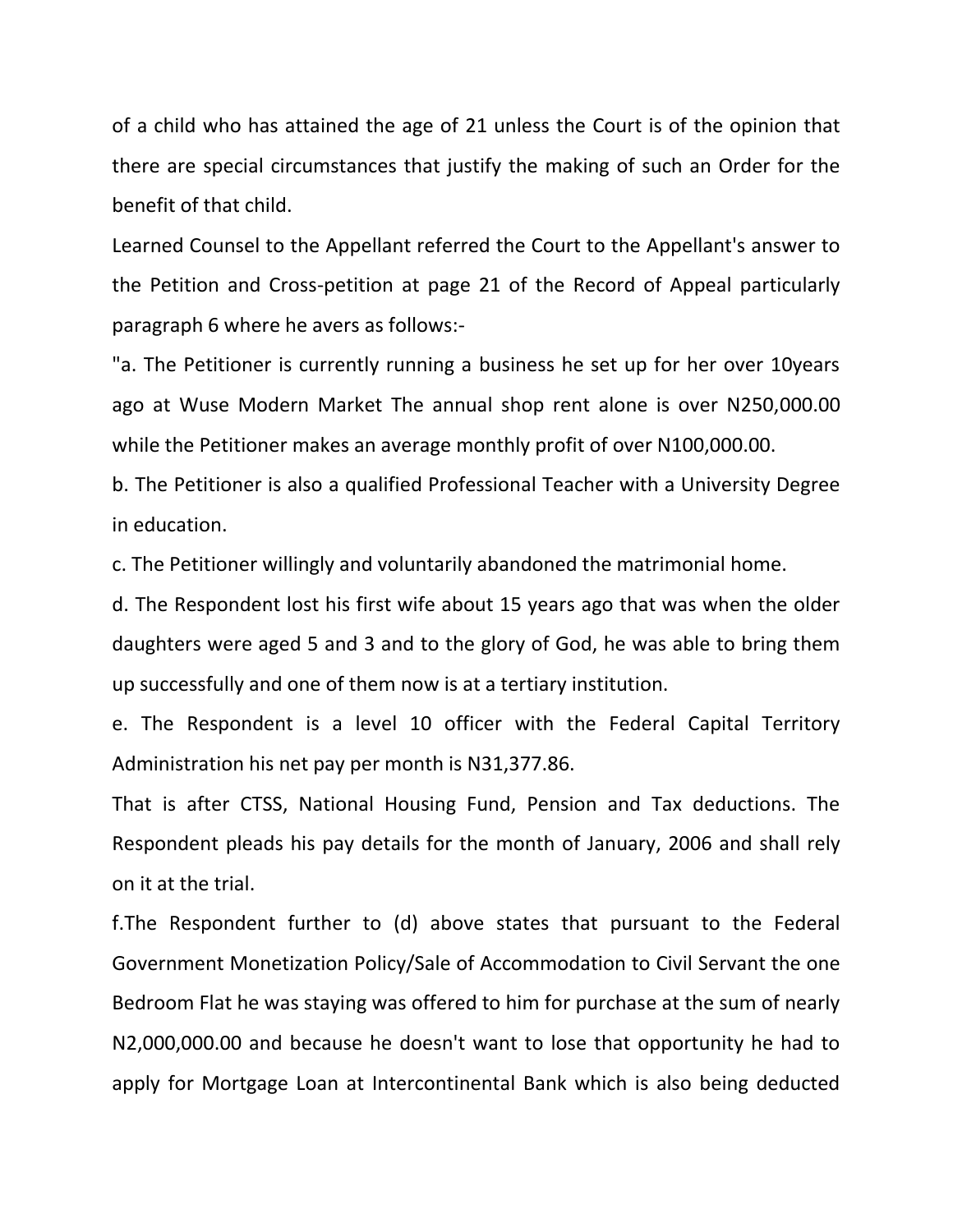of a child who has attained the age of 21 unless the Court is of the opinion that there are special circumstances that justify the making of such an Order for the benefit of that child.

Learned Counsel to the Appellant referred the Court to the Appellant's answer to the Petition and Cross-petition at page 21 of the Record of Appeal particularly paragraph 6 where he avers as follows:-

"a. The Petitioner is currently running a business he set up for her over 10years ago at Wuse Modern Market The annual shop rent alone is over N250,000.00 while the Petitioner makes an average monthly profit of over N100,000.00.

b. The Petitioner is also a qualified Professional Teacher with a University Degree in education.

c. The Petitioner willingly and voluntarily abandoned the matrimonial home.

d. The Respondent lost his first wife about 15 years ago that was when the older daughters were aged 5 and 3 and to the glory of God, he was able to bring them up successfully and one of them now is at a tertiary institution.

e. The Respondent is a level 10 officer with the Federal Capital Territory Administration his net pay per month is N31,377.86.

That is after CTSS, National Housing Fund, Pension and Tax deductions. The Respondent pleads his pay details for the month of January, 2006 and shall rely on it at the trial.

f.The Respondent further to (d) above states that pursuant to the Federal Government Monetization Policy/Sale of Accommodation to Civil Servant the one Bedroom Flat he was staying was offered to him for purchase at the sum of nearly N2,000,000.00 and because he doesn't want to lose that opportunity he had to apply for Mortgage Loan at Intercontinental Bank which is also being deducted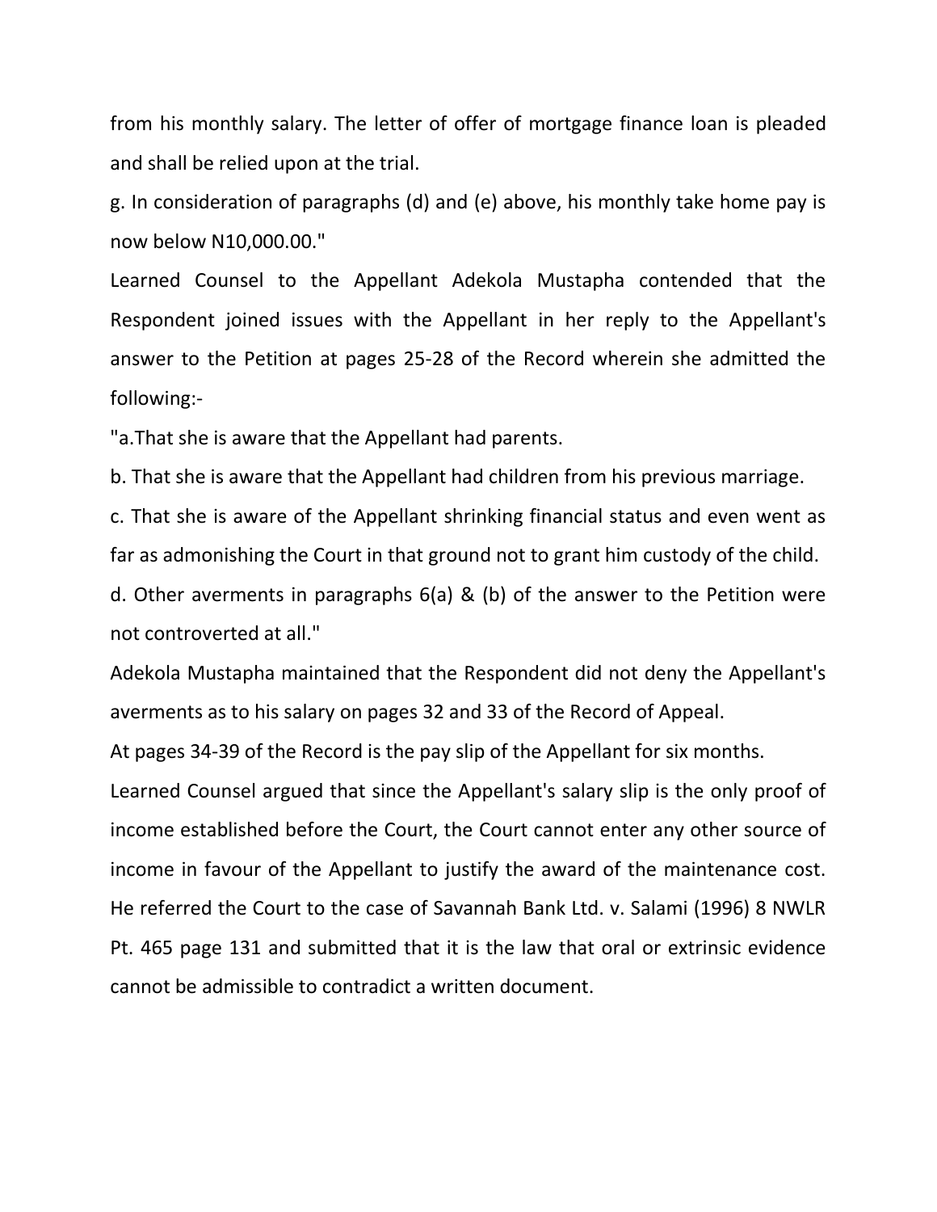from his monthly salary. The letter of offer of mortgage finance loan is pleaded and shall be relied upon at the trial.

g. In consideration of paragraphs (d) and (e) above, his monthly take home pay is now below N10,000.00."

Learned Counsel to the Appellant Adekola Mustapha contended that the Respondent joined issues with the Appellant in her reply to the Appellant's answer to the Petition at pages 25-28 of the Record wherein she admitted the following:-

"a.That she is aware that the Appellant had parents.

b. That she is aware that the Appellant had children from his previous marriage.

c. That she is aware of the Appellant shrinking financial status and even went as far as admonishing the Court in that ground not to grant him custody of the child.

d. Other averments in paragraphs 6(a) & (b) of the answer to the Petition were not controverted at all."

Adekola Mustapha maintained that the Respondent did not deny the Appellant's averments as to his salary on pages 32 and 33 of the Record of Appeal.

At pages 34-39 of the Record is the pay slip of the Appellant for six months.

Learned Counsel argued that since the Appellant's salary slip is the only proof of income established before the Court, the Court cannot enter any other source of income in favour of the Appellant to justify the award of the maintenance cost. He referred the Court to the case of Savannah Bank Ltd. v. Salami (1996) 8 NWLR Pt. 465 page 131 and submitted that it is the law that oral or extrinsic evidence cannot be admissible to contradict a written document.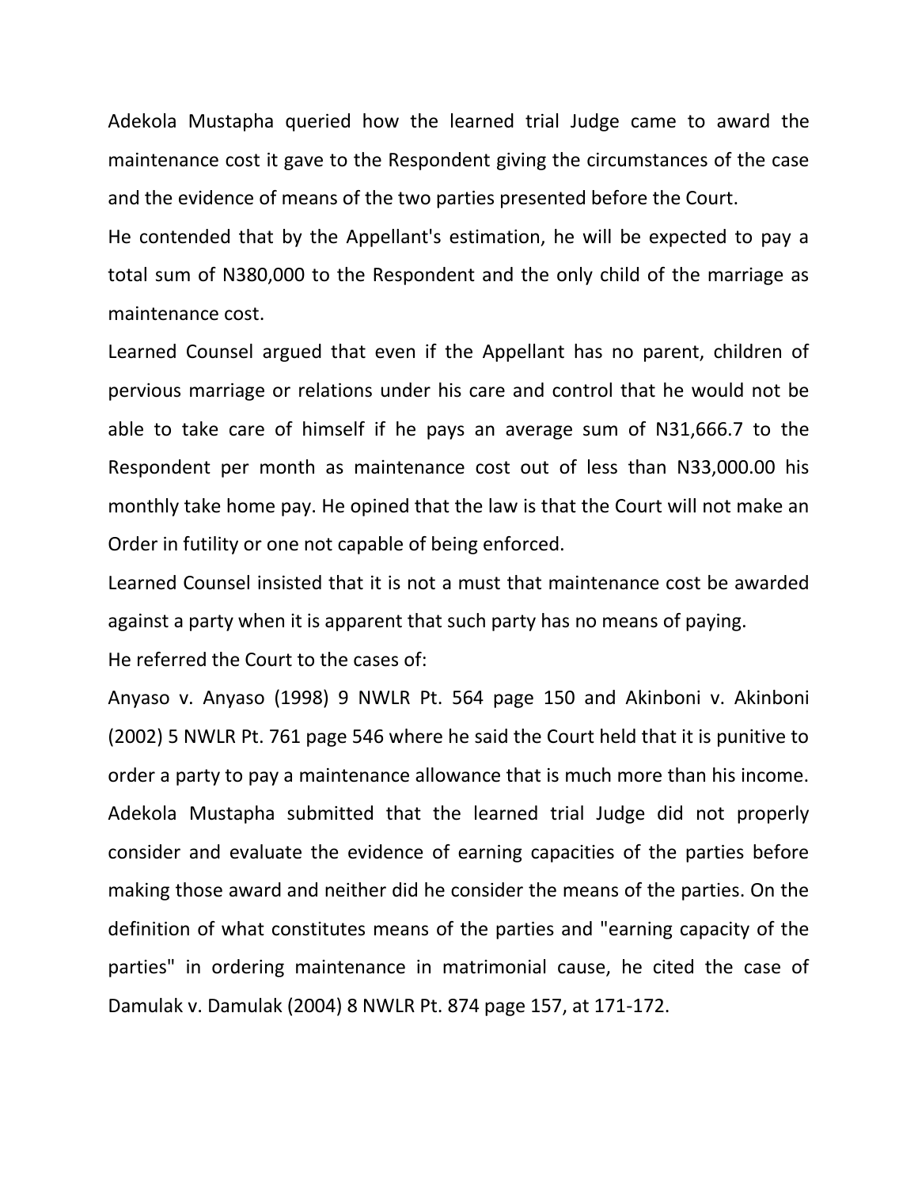Adekola Mustapha queried how the learned trial Judge came to award the maintenance cost it gave to the Respondent giving the circumstances of the case and the evidence of means of the two parties presented before the Court.

He contended that by the Appellant's estimation, he will be expected to pay a total sum of N380,000 to the Respondent and the only child of the marriage as maintenance cost.

Learned Counsel argued that even if the Appellant has no parent, children of pervious marriage or relations under his care and control that he would not be able to take care of himself if he pays an average sum of N31,666.7 to the Respondent per month as maintenance cost out of less than N33,000.00 his monthly take home pay. He opined that the law is that the Court will not make an Order in futility or one not capable of being enforced.

Learned Counsel insisted that it is not a must that maintenance cost be awarded against a party when it is apparent that such party has no means of paying.

He referred the Court to the cases of:

Anyaso v. Anyaso (1998) 9 NWLR Pt. 564 page 150 and Akinboni v. Akinboni (2002) 5 NWLR Pt. 761 page 546 where he said the Court held that it is punitive to order a party to pay a maintenance allowance that is much more than his income.

Adekola Mustapha submitted that the learned trial Judge did not properly consider and evaluate the evidence of earning capacities of the parties before making those award and neither did he consider the means of the parties. On the definition of what constitutes means of the parties and "earning capacity of the parties" in ordering maintenance in matrimonial cause, he cited the case of Damulak v. Damulak (2004) 8 NWLR Pt. 874 page 157, at 171-172.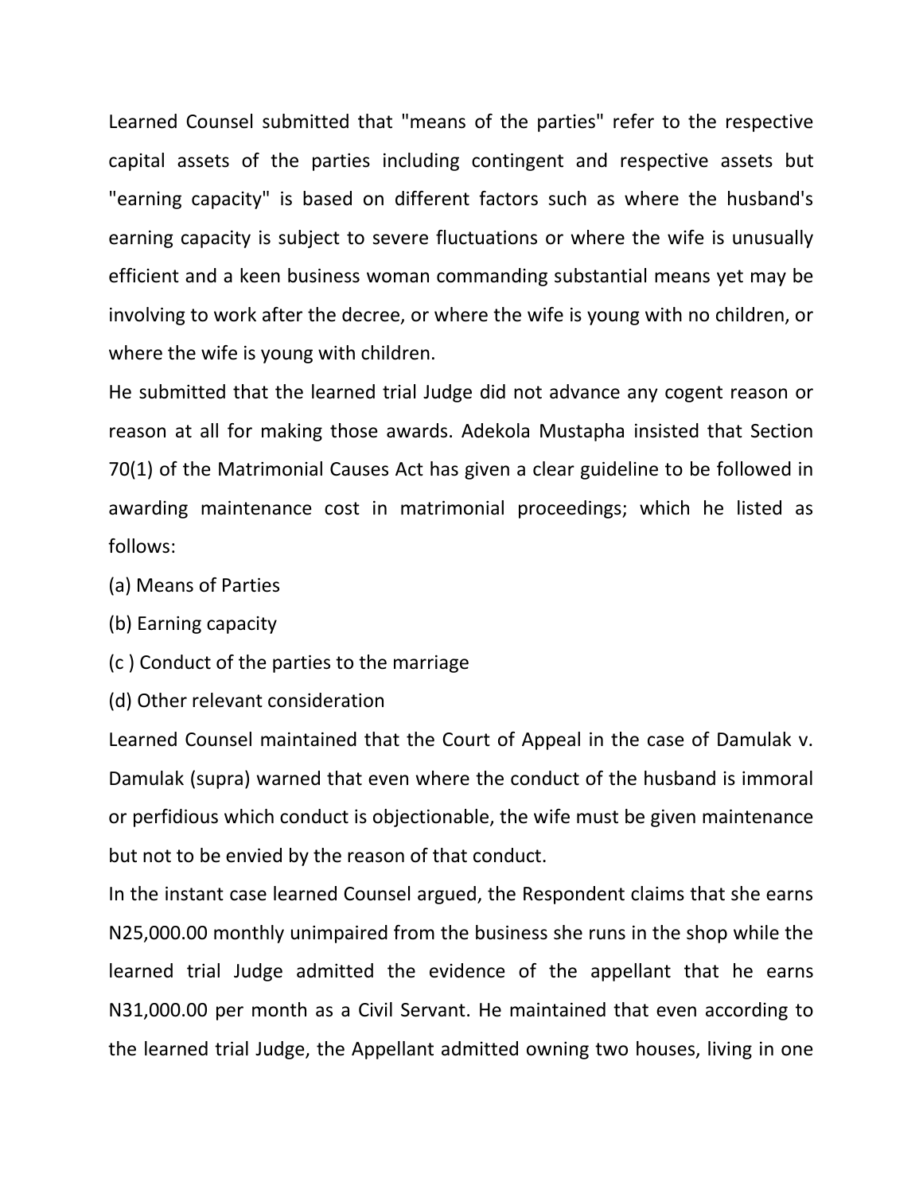Learned Counsel submitted that "means of the parties" refer to the respective capital assets of the parties including contingent and respective assets but "earning capacity" is based on different factors such as where the husband's earning capacity is subject to severe fluctuations or where the wife is unusually efficient and a keen business woman commanding substantial means yet may be involving to work after the decree, or where the wife is young with no children, or where the wife is young with children.

He submitted that the learned trial Judge did not advance any cogent reason or reason at all for making those awards. Adekola Mustapha insisted that Section 70(1) of the Matrimonial Causes Act has given a clear guideline to be followed in awarding maintenance cost in matrimonial proceedings; which he listed as follows:

(a) Means of Parties

(b) Earning capacity

(c ) Conduct of the parties to the marriage

(d) Other relevant consideration

Learned Counsel maintained that the Court of Appeal in the case of Damulak v. Damulak (supra) warned that even where the conduct of the husband is immoral or perfidious which conduct is objectionable, the wife must be given maintenance but not to be envied by the reason of that conduct.

In the instant case learned Counsel argued, the Respondent claims that she earns N25,000.00 monthly unimpaired from the business she runs in the shop while the learned trial Judge admitted the evidence of the appellant that he earns N31,000.00 per month as a Civil Servant. He maintained that even according to the learned trial Judge, the Appellant admitted owning two houses, living in one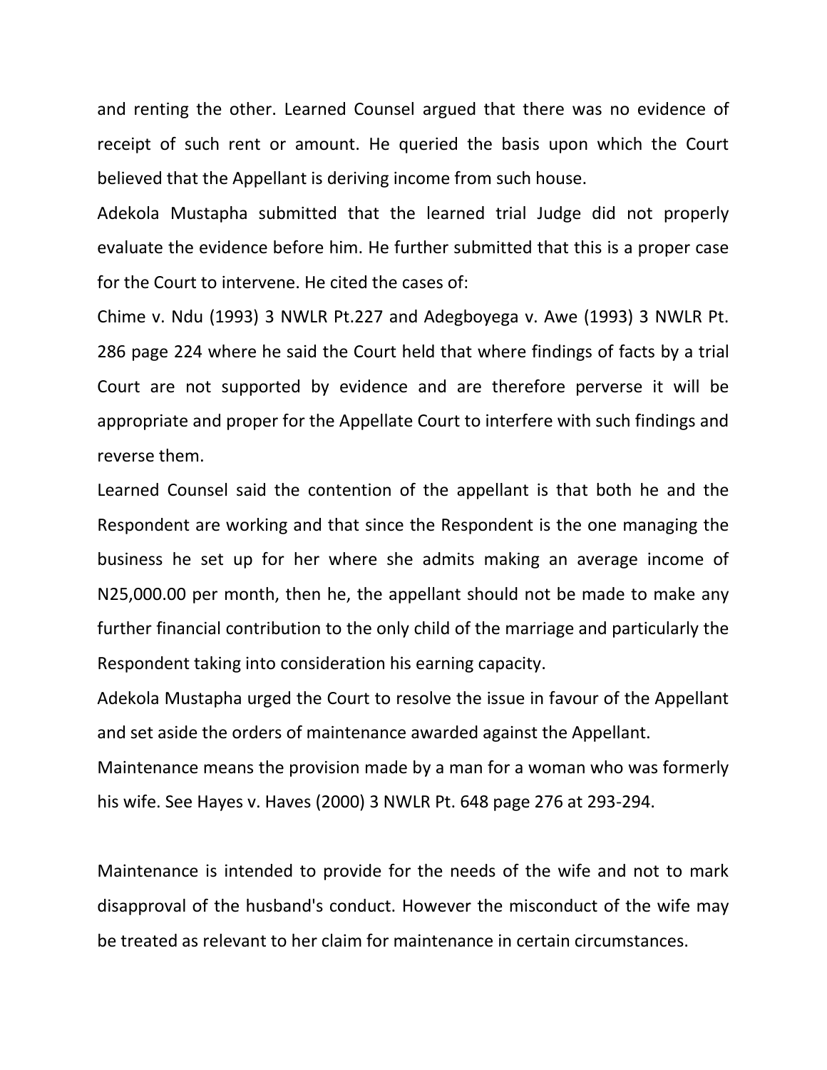and renting the other. Learned Counsel argued that there was no evidence of receipt of such rent or amount. He queried the basis upon which the Court believed that the Appellant is deriving income from such house.

Adekola Mustapha submitted that the learned trial Judge did not properly evaluate the evidence before him. He further submitted that this is a proper case for the Court to intervene. He cited the cases of:

Chime v. Ndu (1993) 3 NWLR Pt.227 and Adegboyega v. Awe (1993) 3 NWLR Pt. 286 page 224 where he said the Court held that where findings of facts by a trial Court are not supported by evidence and are therefore perverse it will be appropriate and proper for the Appellate Court to interfere with such findings and reverse them.

Learned Counsel said the contention of the appellant is that both he and the Respondent are working and that since the Respondent is the one managing the business he set up for her where she admits making an average income of N25,000.00 per month, then he, the appellant should not be made to make any further financial contribution to the only child of the marriage and particularly the Respondent taking into consideration his earning capacity.

Adekola Mustapha urged the Court to resolve the issue in favour of the Appellant and set aside the orders of maintenance awarded against the Appellant.

Maintenance means the provision made by a man for a woman who was formerly his wife. See Hayes v. Haves (2000) 3 NWLR Pt. 648 page 276 at 293-294.

Maintenance is intended to provide for the needs of the wife and not to mark disapproval of the husband's conduct. However the misconduct of the wife may be treated as relevant to her claim for maintenance in certain circumstances.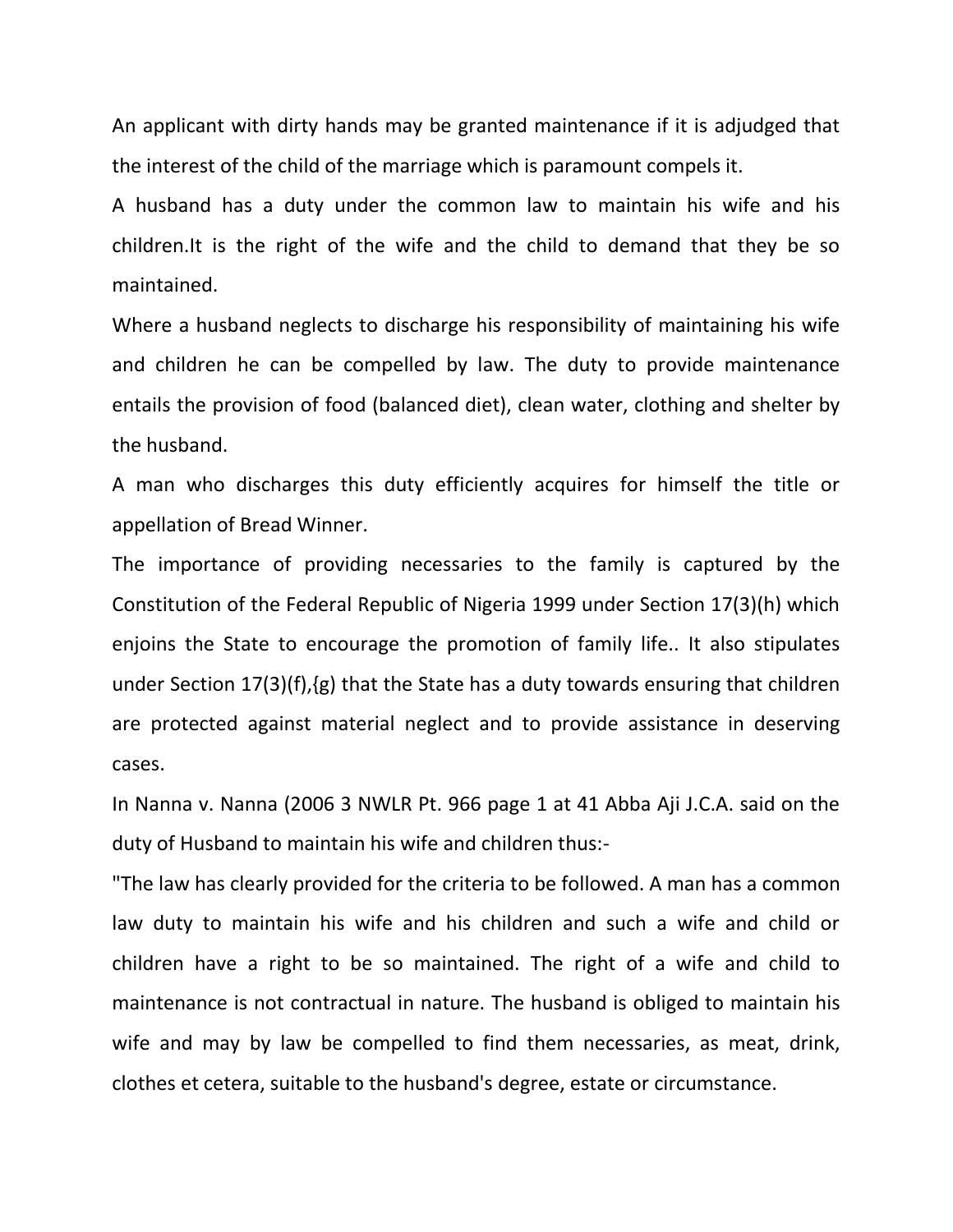An applicant with dirty hands may be granted maintenance if it is adjudged that the interest of the child of the marriage which is paramount compels it.

A husband has a duty under the common law to maintain his wife and his children.It is the right of the wife and the child to demand that they be so maintained.

Where a husband neglects to discharge his responsibility of maintaining his wife and children he can be compelled by law. The duty to provide maintenance entails the provision of food (balanced diet), clean water, clothing and shelter by the husband.

A man who discharges this duty efficiently acquires for himself the title or appellation of Bread Winner.

The importance of providing necessaries to the family is captured by the Constitution of the Federal Republic of Nigeria 1999 under Section 17(3)(h) which enjoins the State to encourage the promotion of family life.. It also stipulates under Section 17(3)(f),{g) that the State has a duty towards ensuring that children are protected against material neglect and to provide assistance in deserving cases.

In Nanna v. Nanna (2006 3 NWLR Pt. 966 page 1 at 41 Abba Aji J.C.A. said on the duty of Husband to maintain his wife and children thus:-

"The law has clearly provided for the criteria to be followed. A man has a common law duty to maintain his wife and his children and such a wife and child or children have a right to be so maintained. The right of a wife and child to maintenance is not contractual in nature. The husband is obliged to maintain his wife and may by law be compelled to find them necessaries, as meat, drink, clothes et cetera, suitable to the husband's degree, estate or circumstance.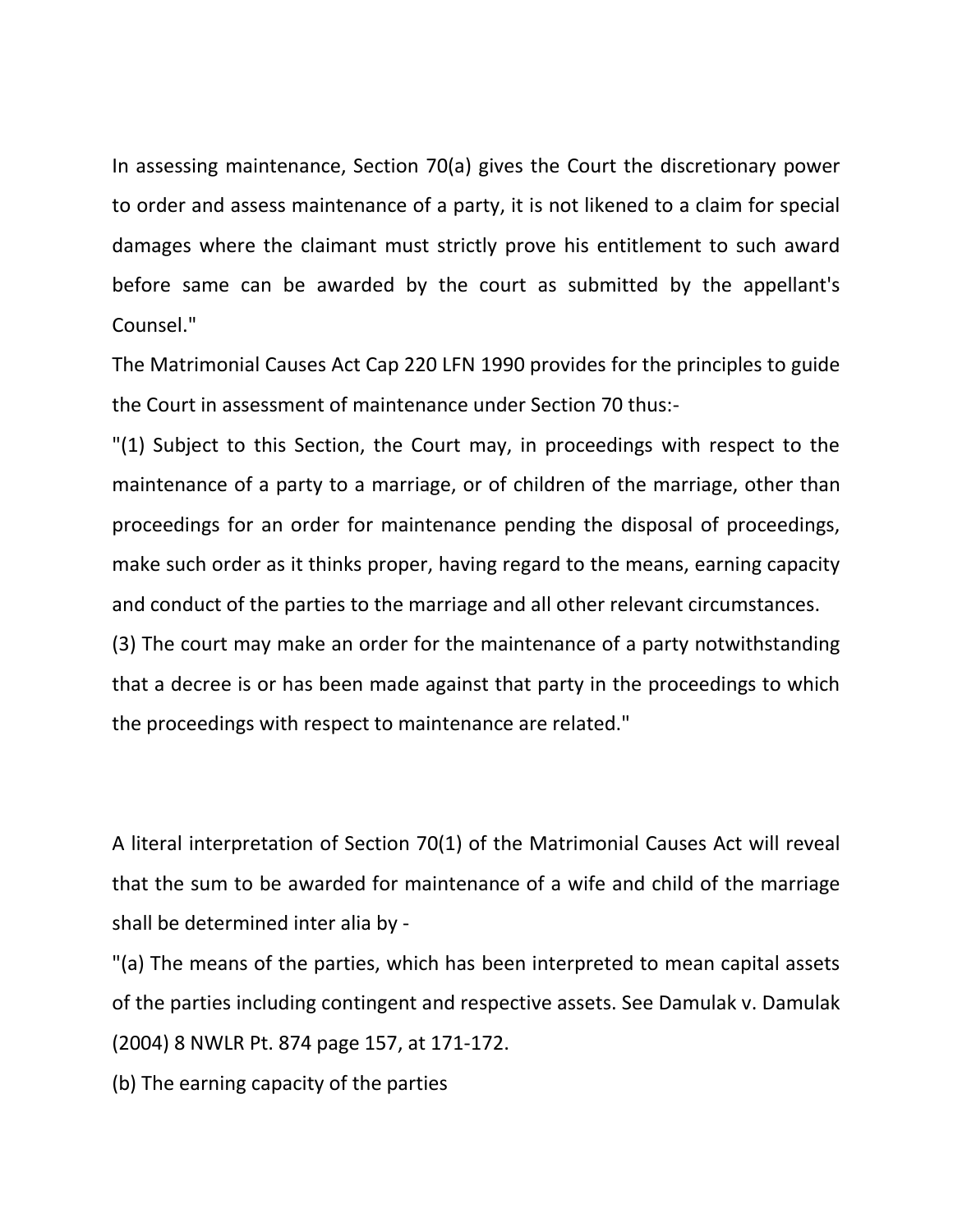In assessing maintenance, Section 70(a) gives the Court the discretionary power to order and assess maintenance of a party, it is not likened to a claim for special damages where the claimant must strictly prove his entitlement to such award before same can be awarded by the court as submitted by the appellant's Counsel."

The Matrimonial Causes Act Cap 220 LFN 1990 provides for the principles to guide the Court in assessment of maintenance under Section 70 thus:-

"(1) Subject to this Section, the Court may, in proceedings with respect to the maintenance of a party to a marriage, or of children of the marriage, other than proceedings for an order for maintenance pending the disposal of proceedings, make such order as it thinks proper, having regard to the means, earning capacity and conduct of the parties to the marriage and all other relevant circumstances.

(3) The court may make an order for the maintenance of a party notwithstanding that a decree is or has been made against that party in the proceedings to which the proceedings with respect to maintenance are related."

A literal interpretation of Section 70(1) of the Matrimonial Causes Act will reveal that the sum to be awarded for maintenance of a wife and child of the marriage shall be determined inter alia by -

"(a) The means of the parties, which has been interpreted to mean capital assets of the parties including contingent and respective assets. See Damulak v. Damulak (2004) 8 NWLR Pt. 874 page 157, at 171-172.

(b) The earning capacity of the parties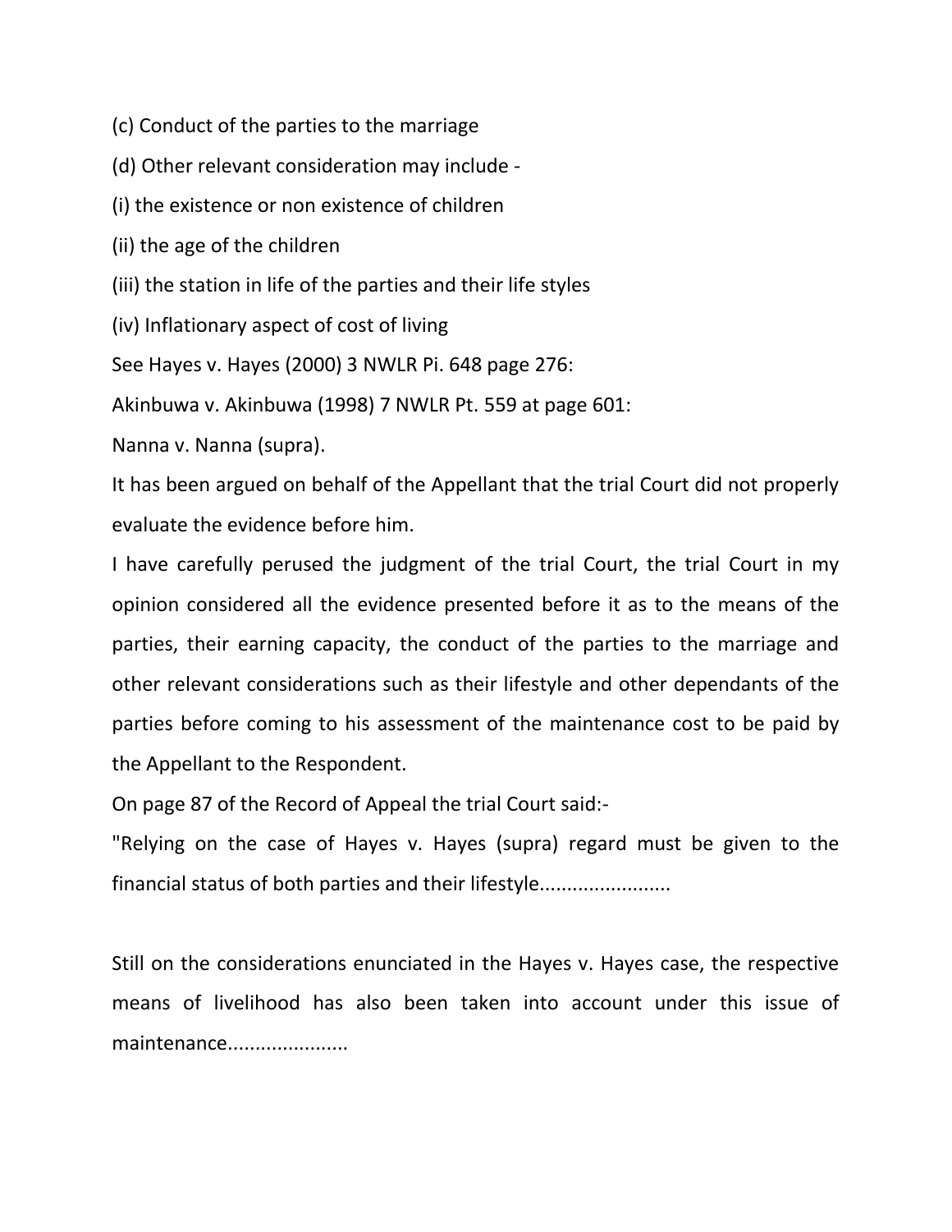(c) Conduct of the parties to the marriage

(d) Other relevant consideration may include -

(i) the existence or non existence of children

(ii) the age of the children

(iii) the station in life of the parties and their life styles

(iv) Inflationary aspect of cost of living

See Hayes v. Hayes (2000) 3 NWLR Pi. 648 page 276:

Akinbuwa v. Akinbuwa (1998) 7 NWLR Pt. 559 at page 601:

Nanna v. Nanna (supra).

It has been argued on behalf of the Appellant that the trial Court did not properly evaluate the evidence before him.

I have carefully perused the judgment of the trial Court, the trial Court in my opinion considered all the evidence presented before it as to the means of the parties, their earning capacity, the conduct of the parties to the marriage and other relevant considerations such as their lifestyle and other dependants of the parties before coming to his assessment of the maintenance cost to be paid by the Appellant to the Respondent.

On page 87 of the Record of Appeal the trial Court said:-

"Relying on the case of Hayes v. Hayes (supra) regard must be given to the financial status of both parties and their lifestyle.......................

Still on the considerations enunciated in the Hayes v. Hayes case, the respective means of livelihood has also been taken into account under this issue of maintenance.....................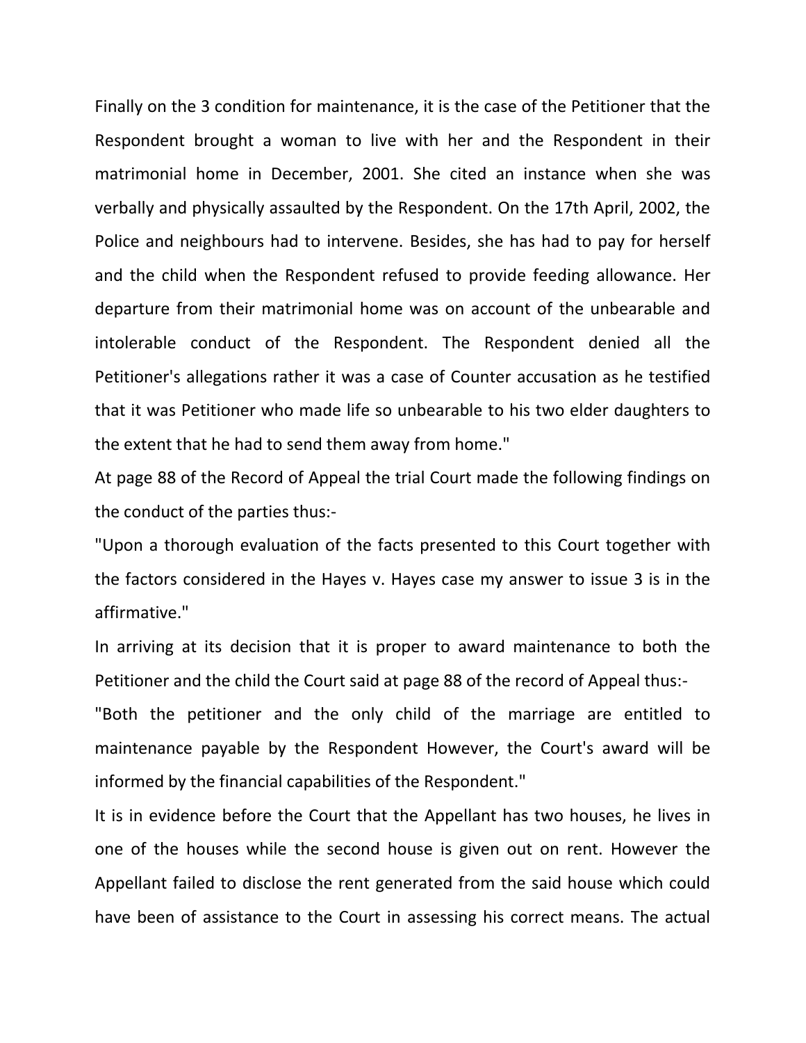Finally on the 3 condition for maintenance, it is the case of the Petitioner that the Respondent brought a woman to live with her and the Respondent in their matrimonial home in December, 2001. She cited an instance when she was verbally and physically assaulted by the Respondent. On the 17th April, 2002, the Police and neighbours had to intervene. Besides, she has had to pay for herself and the child when the Respondent refused to provide feeding allowance. Her departure from their matrimonial home was on account of the unbearable and intolerable conduct of the Respondent. The Respondent denied all the Petitioner's allegations rather it was a case of Counter accusation as he testified that it was Petitioner who made life so unbearable to his two elder daughters to the extent that he had to send them away from home."

At page 88 of the Record of Appeal the trial Court made the following findings on the conduct of the parties thus:-

"Upon a thorough evaluation of the facts presented to this Court together with the factors considered in the Hayes v. Hayes case my answer to issue 3 is in the affirmative."

In arriving at its decision that it is proper to award maintenance to both the Petitioner and the child the Court said at page 88 of the record of Appeal thus:-

"Both the petitioner and the only child of the marriage are entitled to maintenance payable by the Respondent However, the Court's award will be informed by the financial capabilities of the Respondent."

It is in evidence before the Court that the Appellant has two houses, he lives in one of the houses while the second house is given out on rent. However the Appellant failed to disclose the rent generated from the said house which could have been of assistance to the Court in assessing his correct means. The actual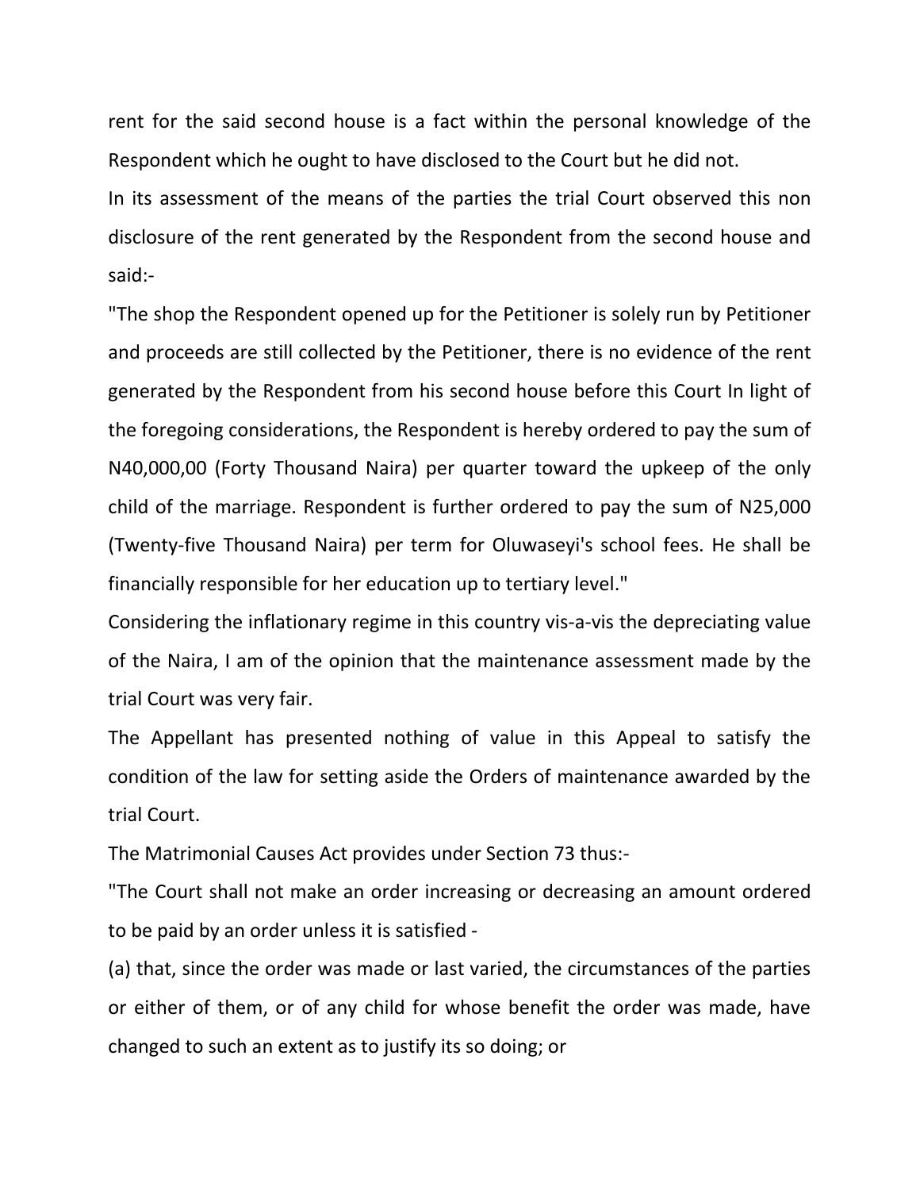rent for the said second house is a fact within the personal knowledge of the Respondent which he ought to have disclosed to the Court but he did not.

In its assessment of the means of the parties the trial Court observed this non disclosure of the rent generated by the Respondent from the second house and said:-

"The shop the Respondent opened up for the Petitioner is solely run by Petitioner and proceeds are still collected by the Petitioner, there is no evidence of the rent generated by the Respondent from his second house before this Court In light of the foregoing considerations, the Respondent is hereby ordered to pay the sum of N40,000,00 (Forty Thousand Naira) per quarter toward the upkeep of the only child of the marriage. Respondent is further ordered to pay the sum of N25,000 (Twenty-five Thousand Naira) per term for Oluwaseyi's school fees. He shall be financially responsible for her education up to tertiary level."

Considering the inflationary regime in this country vis-a-vis the depreciating value of the Naira, I am of the opinion that the maintenance assessment made by the trial Court was very fair.

The Appellant has presented nothing of value in this Appeal to satisfy the condition of the law for setting aside the Orders of maintenance awarded by the trial Court.

The Matrimonial Causes Act provides under Section 73 thus:-

"The Court shall not make an order increasing or decreasing an amount ordered to be paid by an order unless it is satisfied -

(a) that, since the order was made or last varied, the circumstances of the parties or either of them, or of any child for whose benefit the order was made, have changed to such an extent as to justify its so doing; or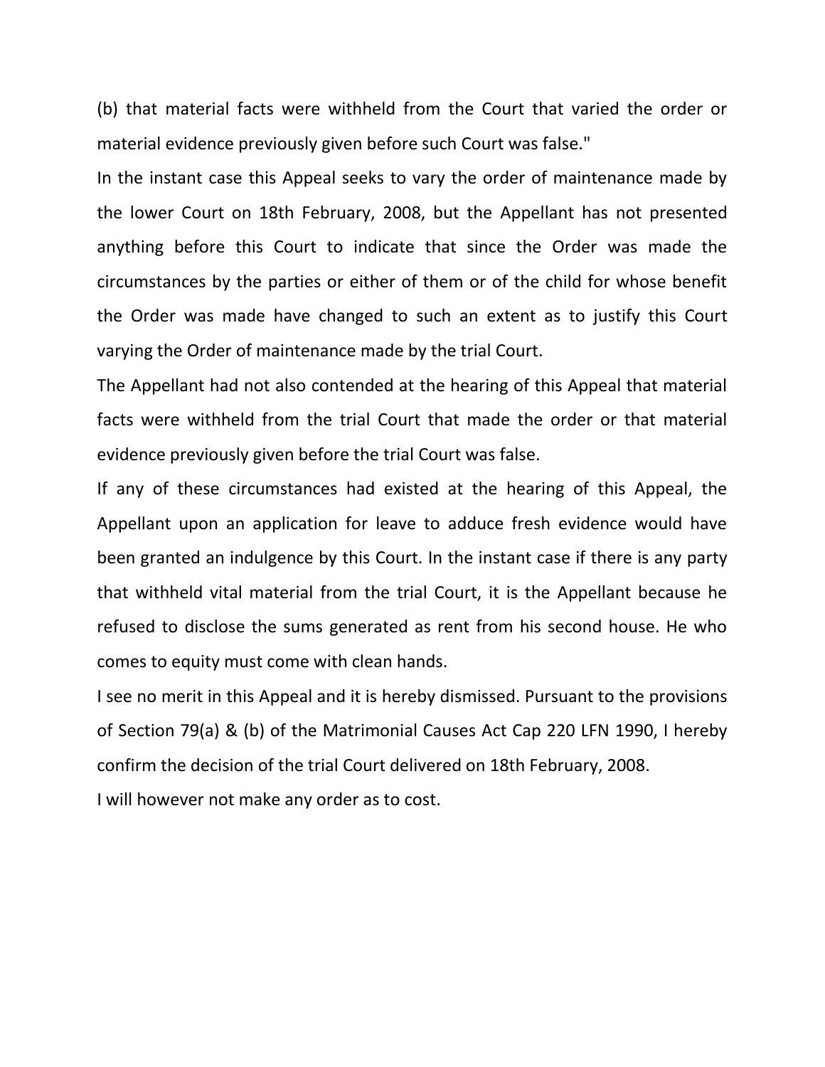(b) that material facts were withheld from the Court that varied the order or material evidence previously given before such Court was false."

In the instant case this Appeal seeks to vary the order of maintenance made by the lower Court on 18th February, 2008, but the Appellant has not presented anything before this Court to indicate that since the Order was made the circumstances by the parties or either of them or of the child for whose benefit the Order was made have changed to such an extent as to justify this Court varying the Order of maintenance made by the trial Court.

The Appellant had not also contended at the hearing of this Appeal that material facts were withheld from the trial Court that made the order or that material evidence previously given before the trial Court was false.

If any of these circumstances had existed at the hearing of this Appeal, the Appellant upon an application for leave to adduce fresh evidence would have been granted an indulgence by this Court. In the instant case if there is any party that withheld vital material from the trial Court, it is the Appellant because he refused to disclose the sums generated as rent from his second house. He who comes to equity must come with clean hands.

I see no merit in this Appeal and it is hereby dismissed. Pursuant to the provisions of Section 79(a) & (b) of the Matrimonial Causes Act Cap 220 LFN 1990, I hereby confirm the decision of the trial Court delivered on 18th February, 2008.

I will however not make any order as to cost.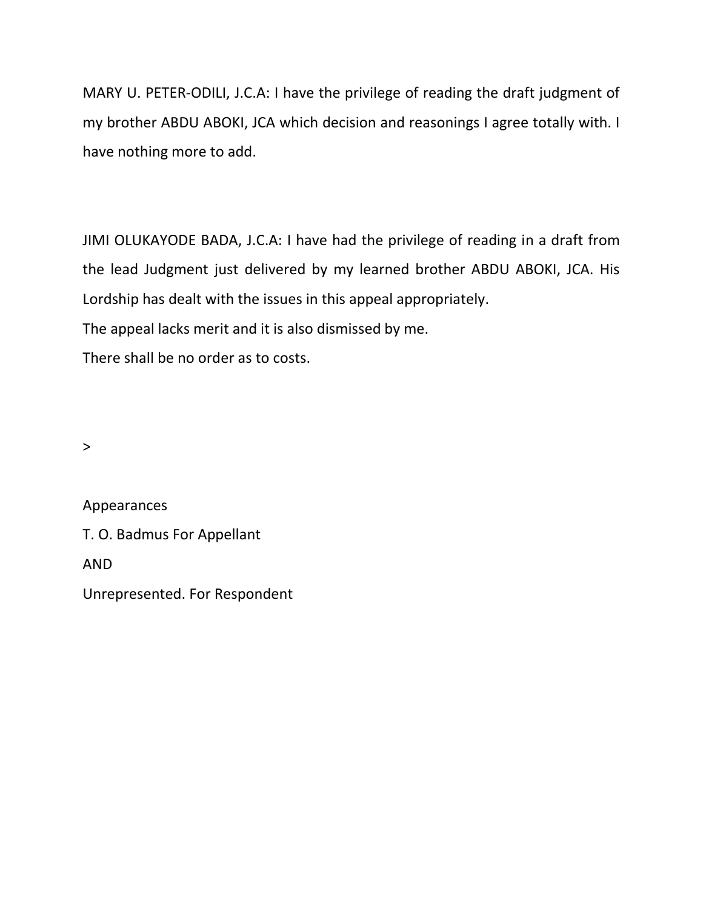MARY U. PETER-ODILI, J.C.A: I have the privilege of reading the draft judgment of my brother ABDU ABOKI, JCA which decision and reasonings I agree totally with. I have nothing more to add.

JIMI OLUKAYODE BADA, J.C.A: I have had the privilege of reading in a draft from the lead Judgment just delivered by my learned brother ABDU ABOKI, JCA. His Lordship has dealt with the issues in this appeal appropriately.

The appeal lacks merit and it is also dismissed by me.

There shall be no order as to costs.

>

Appearances

T. O. Badmus For Appellant

AND

Unrepresented. For Respondent